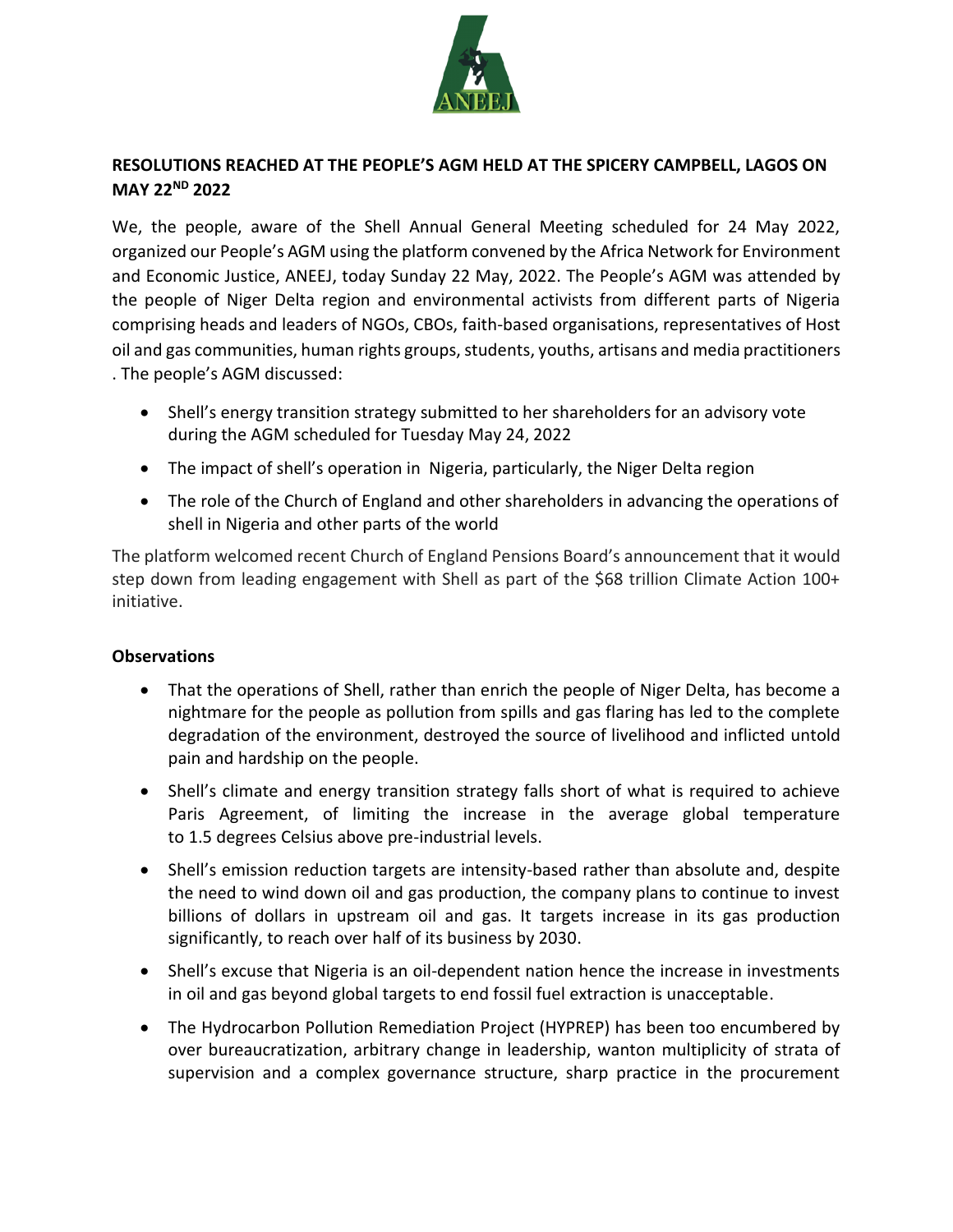**RESOLUTIONS REACHED AT THE PEOPLE'S AGM HELD AT THE SPICERY CAMPBELL, LAGOS ON MAY 22ND 2022**

We, the people, aware of the Shell Annual General Meeting scheduled for 24 May 2022, organized our People's AGM using the platform convened by the Africa Network for Environment and Economic Justice, ANEEJ, today Sunday 22 May, 2022. The People's AGM was attended by the people of Niger Delta region and environmental activists from different parts of Nigeria comprising heads and leaders of NGOs, CBOs, faith-based organisations, representatives of Host oil and gas communities, human rights groups, students, youths, artisans and media practitioners . The people's AGM discussed:

- Shell's energy transition strategy submitted to her shareholders for an advisory vote during the AGM scheduled for Tuesday May 24, 2022
- The impact of shell's operation in Nigeria, particularly, the Niger Delta region
- The role of the Church of England and other shareholders in advancing the operations of shell in Nigeria and other parts of the world

The platform welcomed recent Church of England Pensions Board's announcement that it would step down from leading engagement with Shell as part of the $68 trillion Climate Action 100+ initiative.

**Observations**

- That the operations of Shell, rather than enrich the people of Niger Delta, has become a nightmare for the people as pollution from spills and gas flaring has led to the complete degradation of the environment, destroyed the source of livelihood and inflicted untold pain and hardship on the people.
- Shell's climate and energy transition strategy falls short of what is required to achieve Paris Agreement, of limiting the increase in the average global temperature to 1.5 degrees Celsius above pre-industrial levels.
- Shell's emission reduction targets are intensity-based rather than absolute and, despite the need to wind down oil and gas production, the company plans to continue to invest billions of dollars in upstream oil and gas. It targets increase in its gas production significantly, to reach over half of its business by 2030.
- Shell's excuse that Nigeria is an oil-dependent nation hence the increase in investments in oil and gas beyond global targets to end fossil fuel extraction is unacceptable.
- The Hydrocarbon Pollution Remediation Project (HYPREP) has been too encumbered by over bureaucratization, arbitrary change in leadership, wanton multiplicity of strata of supervision and a complex governance structure, sharp practice in the procurement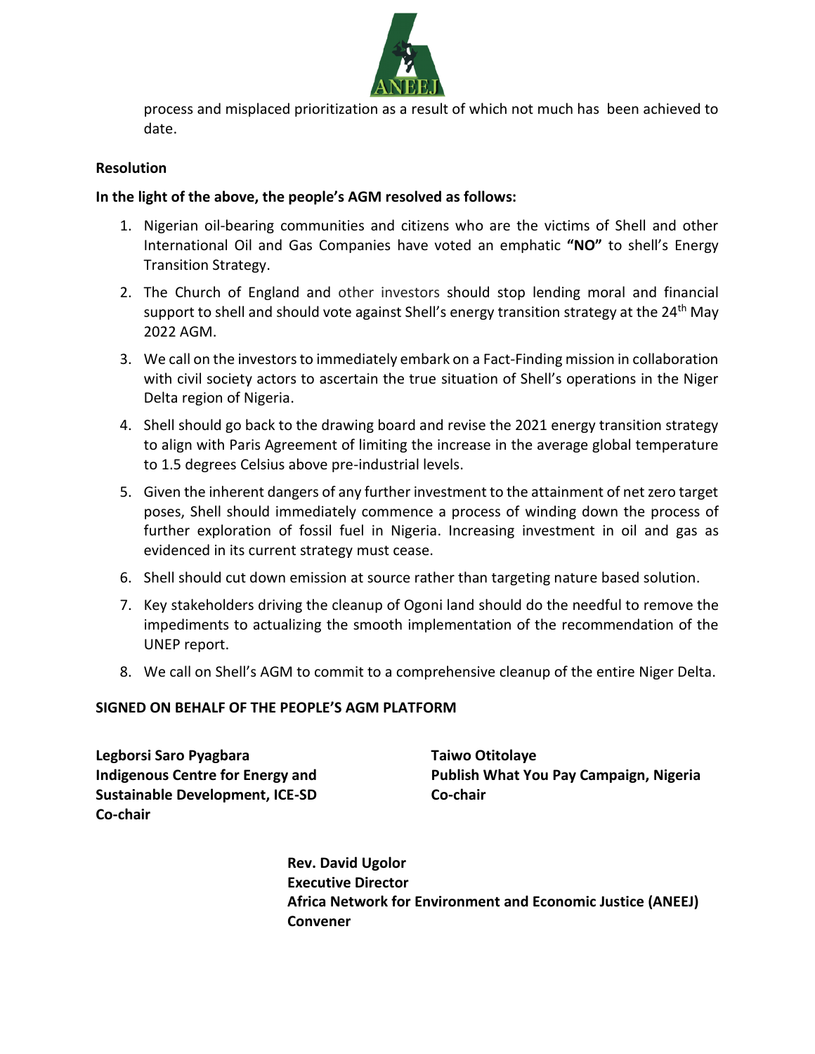process and misplaced prioritization as a result of which not much has been achieved to date.

**Resolution**

**In the light of the above, the people's AGM resolved as follows:**

1. Nigerian oil-bearing communities and citizens who are the victims of Shell and other International Oil and Gas Companies have voted an emphatic **"NO"** to shell's Energy Transition Strategy.
2. The Church of England and other investors should stop lending moral and financial support to shell and should vote against Shell's energy transition strategy at the 24th May 2022 AGM.
3. We call on the investors to immediately embark on a Fact-Finding mission in collaboration with civil society actors to ascertain the true situation of Shell's operations in the Niger Delta region of Nigeria.
4. Shell should go back to the drawing board and revise the 2021 energy transition strategy to align with Paris Agreement of limiting the increase in the average global temperature to 1.5 degrees Celsius above pre-industrial levels.
5. Given the inherent dangers of any further investment to the attainment of net zero target poses, Shell should immediately commence a process of winding down the process of further exploration of fossil fuel in Nigeria. Increasing investment in oil and gas as evidenced in its current strategy must cease.
6. Shell should cut down emission at source rather than targeting nature based solution.
7. Key stakeholders driving the cleanup of Ogoni land should do the needful to remove the impediments to actualizing the smooth implementation of the recommendation of the UNEP report.
8. We call on Shell's AGM to commit to a comprehensive cleanup of the entire Niger Delta.

**SIGNED ON BEHALF OF THE PEOPLE'S AGM PLATFORM**

**Legborsi Saro Pyagbara**
**Indigenous Centre for Energy and Sustainable Development, ICE-SD**
**Co-chair**

**Taiwo Otitolaye**
**Publish What You Pay Campaign, Nigeria**
**Co-chair**

**Rev. David Ugolor**
**Executive Director**
**Africa Network for Environment and Economic Justice (ANEEJ)**
**Convener**